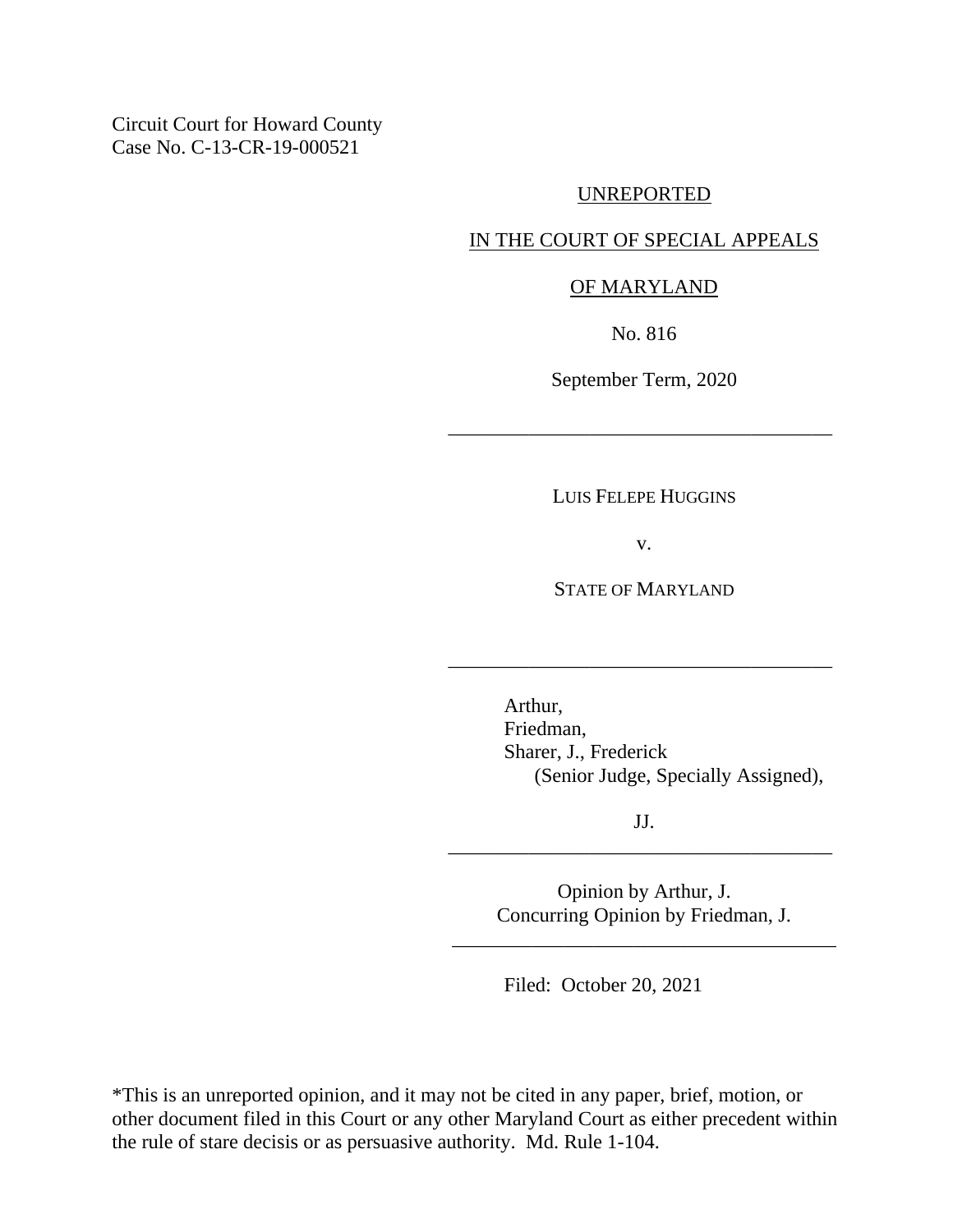Circuit Court for Howard County
Case No. C-13-CR-19-000521

UNREPORTED

IN THE COURT OF SPECIAL APPEALS

OF MARYLAND

No. 816

September Term, 2020

---

LUIS FELEPE HUGGINS

v.

STATE OF MARYLAND

---

Arthur,
Friedman,
Sharer, J., Frederick
(Senior Judge, Specially Assigned),

JJ.

---

Opinion by Arthur, J.
Concurring Opinion by Friedman, J.

---

Filed: October 20, 2021

*This is an unreported opinion, and it may not be cited in any paper, brief, motion, or other document filed in this Court or any other Maryland Court as either precedent within the rule of stare decisis or as persuasive authority. Md. Rule 1-104.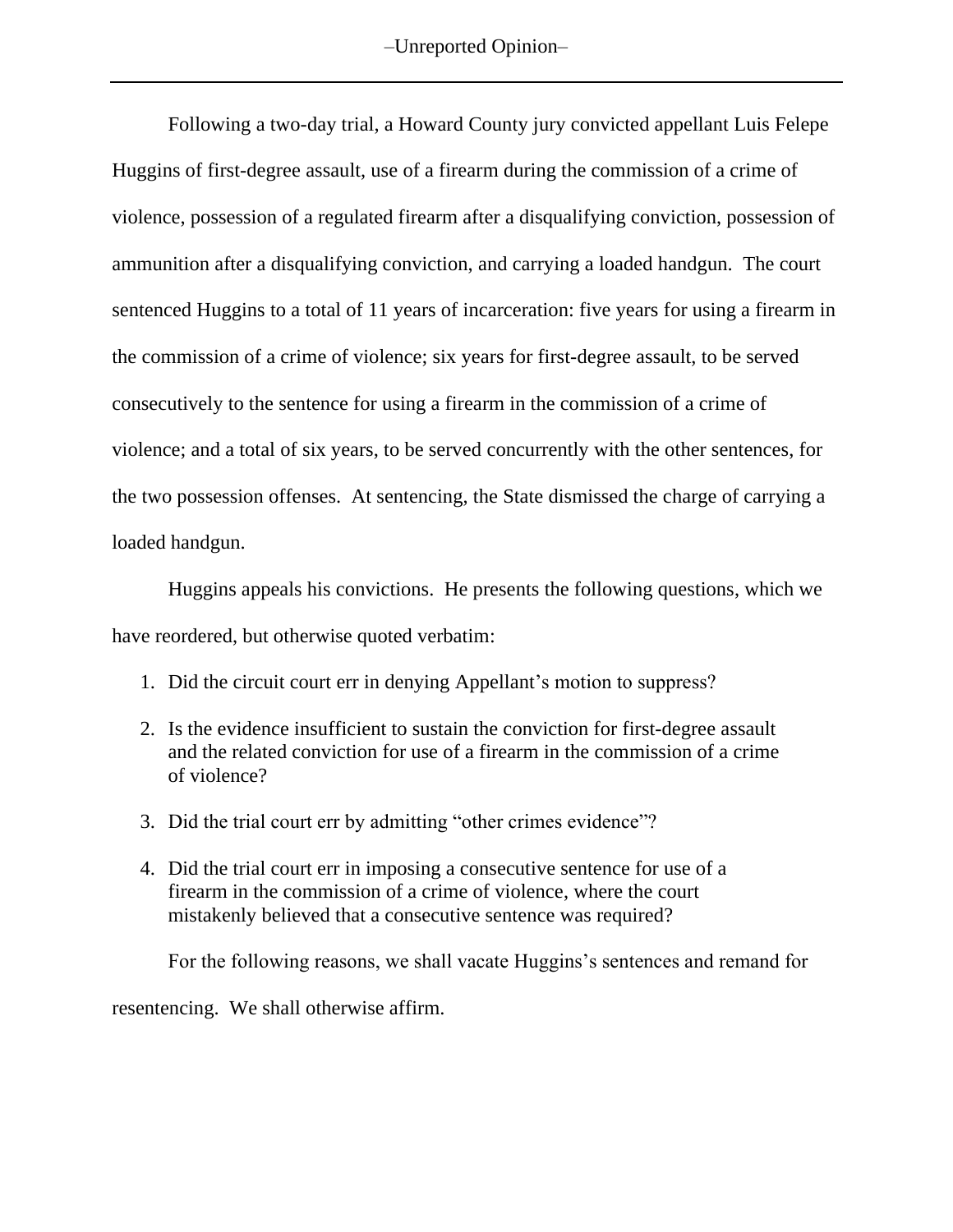Following a two-day trial, a Howard County jury convicted appellant Luis Felepe Huggins of first-degree assault, use of a firearm during the commission of a crime of violence, possession of a regulated firearm after a disqualifying conviction, possession of ammunition after a disqualifying conviction, and carrying a loaded handgun. The court sentenced Huggins to a total of 11 years of incarceration: five years for using a firearm in the commission of a crime of violence; six years for first-degree assault, to be served consecutively to the sentence for using a firearm in the commission of a crime of violence; and a total of six years, to be served concurrently with the other sentences, for the two possession offenses. At sentencing, the State dismissed the charge of carrying a loaded handgun.

Huggins appeals his convictions. He presents the following questions, which we have reordered, but otherwise quoted verbatim:

1. Did the circuit court err in denying Appellant's motion to suppress?
2. Is the evidence insufficient to sustain the conviction for first-degree assault and the related conviction for use of a firearm in the commission of a crime of violence?
3. Did the trial court err by admitting "other crimes evidence"?
4. Did the trial court err in imposing a consecutive sentence for use of a firearm in the commission of a crime of violence, where the court mistakenly believed that a consecutive sentence was required?

For the following reasons, we shall vacate Huggins's sentences and remand for resentencing. We shall otherwise affirm.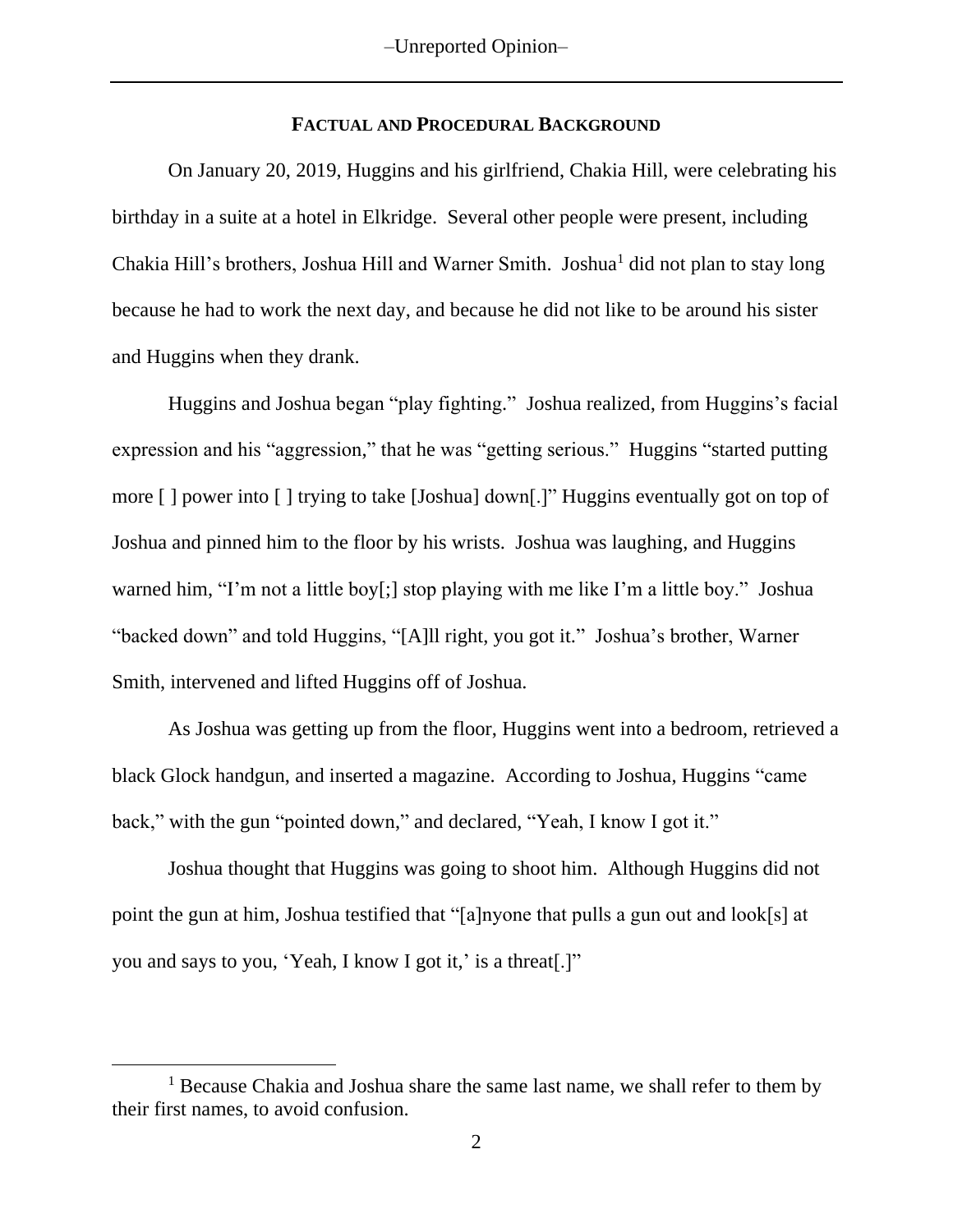## FACTUAL AND PROCEDURAL BACKGROUND

On January 20, 2019, Huggins and his girlfriend, Chakia Hill, were celebrating his birthday in a suite at a hotel in Elkridge. Several other people were present, including Chakia Hill's brothers, Joshua Hill and Warner Smith. Joshua[1] did not plan to stay long because he had to work the next day, and because he did not like to be around his sister and Huggins when they drank.

Huggins and Joshua began "play fighting." Joshua realized, from Huggins's facial expression and his "aggression," that he was "getting serious." Huggins "started putting more [ ] power into [ ] trying to take [Joshua] down[.]" Huggins eventually got on top of Joshua and pinned him to the floor by his wrists. Joshua was laughing, and Huggins warned him, "I'm not a little boy[;] stop playing with me like I'm a little boy." Joshua "backed down" and told Huggins, "[A]ll right, you got it." Joshua's brother, Warner Smith, intervened and lifted Huggins off of Joshua.

As Joshua was getting up from the floor, Huggins went into a bedroom, retrieved a black Glock handgun, and inserted a magazine. According to Joshua, Huggins "came back," with the gun "pointed down," and declared, "Yeah, I know I got it."

Joshua thought that Huggins was going to shoot him. Although Huggins did not point the gun at him, Joshua testified that "[a]nyone that pulls a gun out and look[s] at you and says to you, 'Yeah, I know I got it,' is a threat[.]"

---

[1] Because Chakia and Joshua share the same last name, we shall refer to them by their first names, to avoid confusion.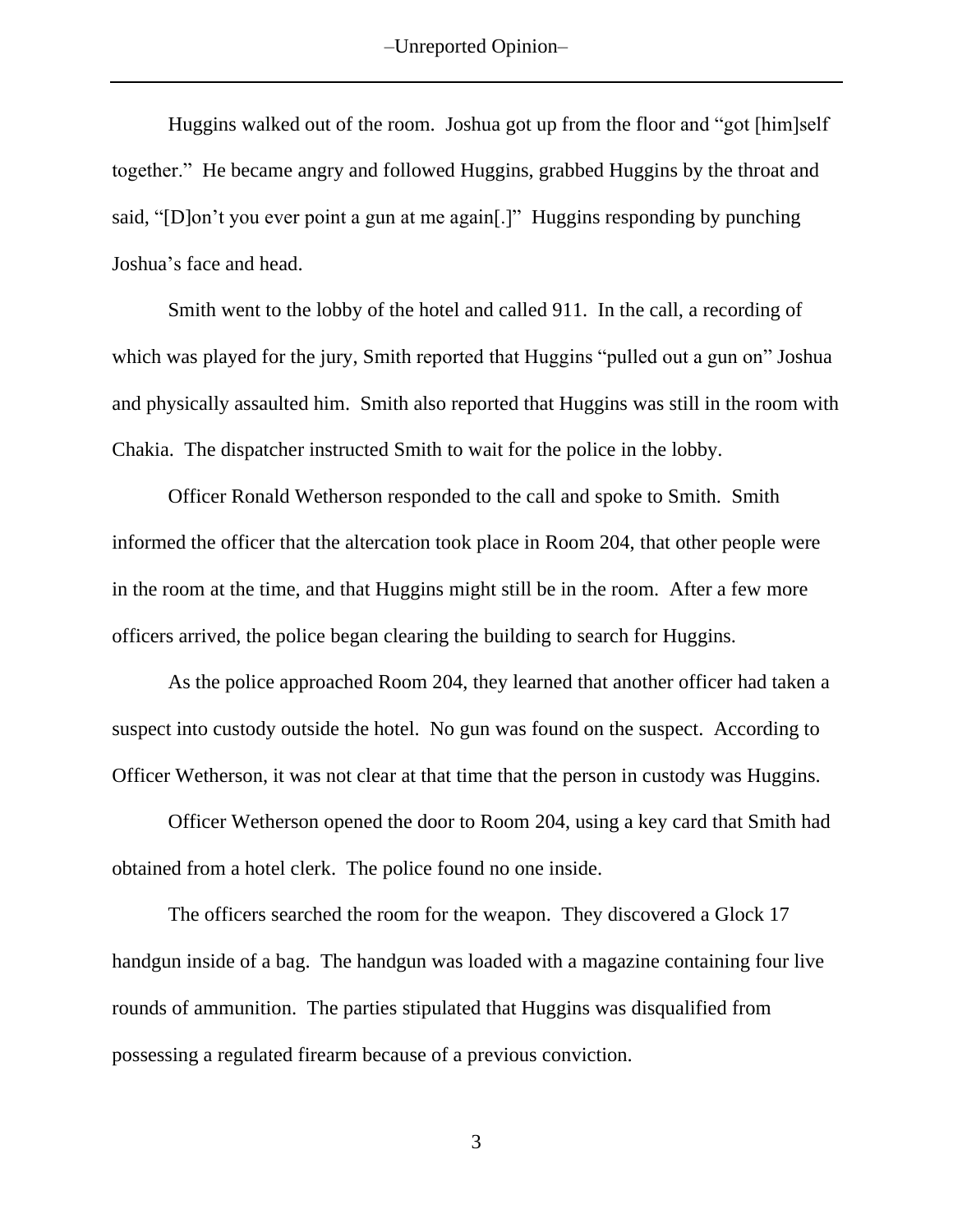Huggins walked out of the room. Joshua got up from the floor and "got [him]self together." He became angry and followed Huggins, grabbed Huggins by the throat and said, "[D]on't you ever point a gun at me again[.]" Huggins responding by punching Joshua's face and head.

Smith went to the lobby of the hotel and called 911. In the call, a recording of which was played for the jury, Smith reported that Huggins "pulled out a gun on" Joshua and physically assaulted him. Smith also reported that Huggins was still in the room with Chakia. The dispatcher instructed Smith to wait for the police in the lobby.

Officer Ronald Wetherson responded to the call and spoke to Smith. Smith informed the officer that the altercation took place in Room 204, that other people were in the room at the time, and that Huggins might still be in the room. After a few more officers arrived, the police began clearing the building to search for Huggins.

As the police approached Room 204, they learned that another officer had taken a suspect into custody outside the hotel. No gun was found on the suspect. According to Officer Wetherson, it was not clear at that time that the person in custody was Huggins.

Officer Wetherson opened the door to Room 204, using a key card that Smith had obtained from a hotel clerk. The police found no one inside.

The officers searched the room for the weapon. They discovered a Glock 17 handgun inside of a bag. The handgun was loaded with a magazine containing four live rounds of ammunition. The parties stipulated that Huggins was disqualified from possessing a regulated firearm because of a previous conviction.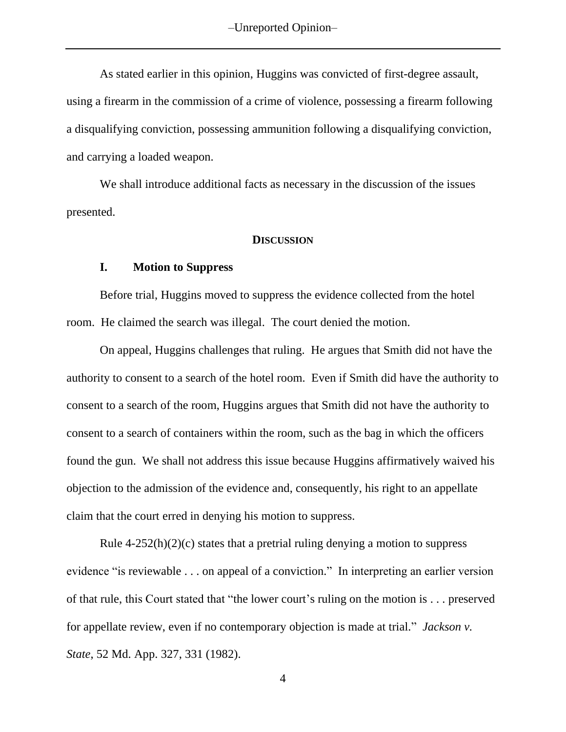As stated earlier in this opinion, Huggins was convicted of first-degree assault, using a firearm in the commission of a crime of violence, possessing a firearm following a disqualifying conviction, possessing ammunition following a disqualifying conviction, and carrying a loaded weapon.

We shall introduce additional facts as necessary in the discussion of the issues presented.

## DISCUSSION

### I. Motion to Suppress

Before trial, Huggins moved to suppress the evidence collected from the hotel room. He claimed the search was illegal. The court denied the motion.

On appeal, Huggins challenges that ruling. He argues that Smith did not have the authority to consent to a search of the hotel room. Even if Smith did have the authority to consent to a search of the room, Huggins argues that Smith did not have the authority to consent to a search of containers within the room, such as the bag in which the officers found the gun. We shall not address this issue because Huggins affirmatively waived his objection to the admission of the evidence and, consequently, his right to an appellate claim that the court erred in denying his motion to suppress.

Rule 4-252(h)(2)(c) states that a pretrial ruling denying a motion to suppress evidence "is reviewable . . . on appeal of a conviction." In interpreting an earlier version of that rule, this Court stated that "the lower court's ruling on the motion is . . . preserved for appellate review, even if no contemporary objection is made at trial." *Jackson v. State*, 52 Md. App. 327, 331 (1982).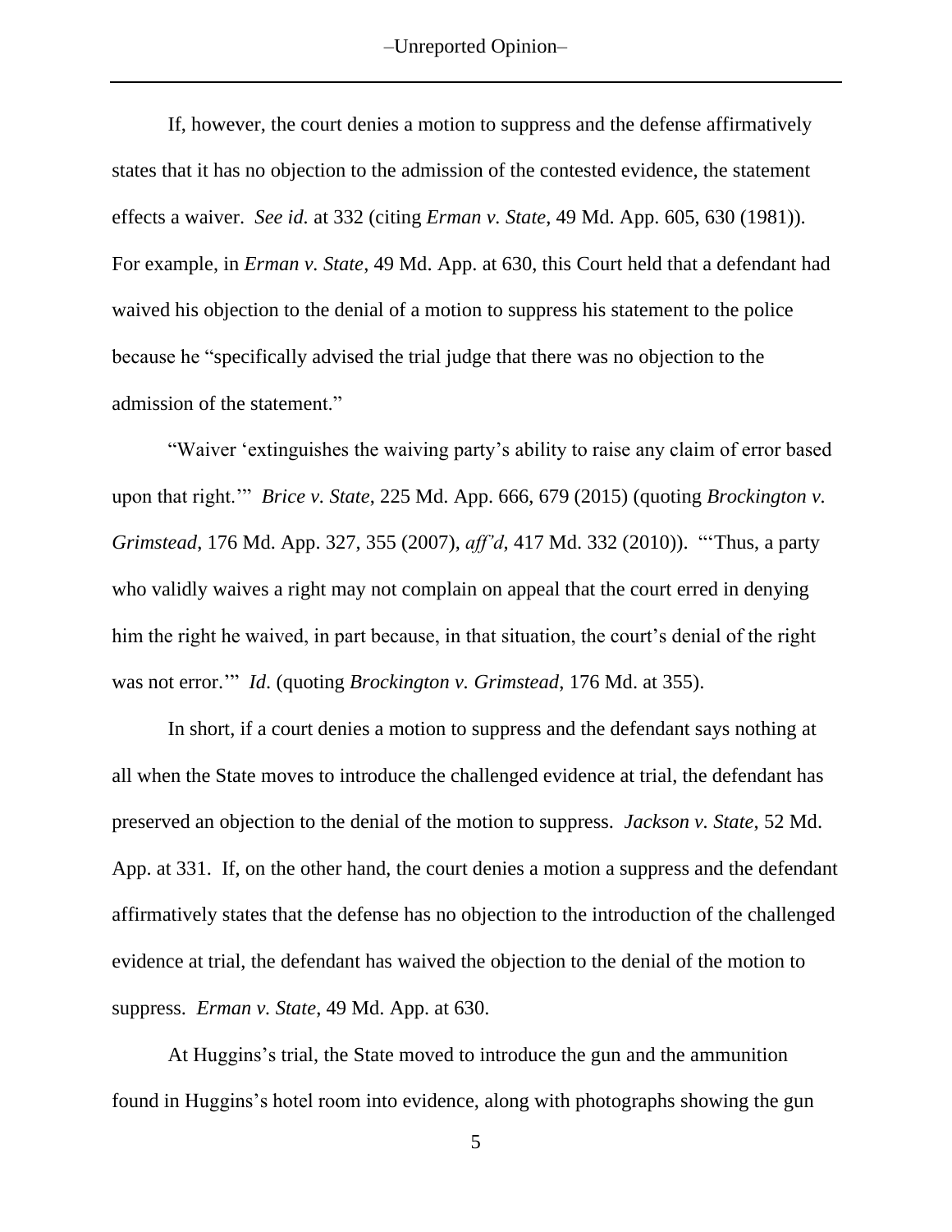If, however, the court denies a motion to suppress and the defense affirmatively states that it has no objection to the admission of the contested evidence, the statement effects a waiver. *See id.* at 332 (citing *Erman v. State*, 49 Md. App. 605, 630 (1981)). For example, in *Erman v. State*, 49 Md. App. at 630, this Court held that a defendant had waived his objection to the denial of a motion to suppress his statement to the police because he "specifically advised the trial judge that there was no objection to the admission of the statement."

"Waiver 'extinguishes the waiving party's ability to raise any claim of error based upon that right.'" *Brice v. State*, 225 Md. App. 666, 679 (2015) (quoting *Brockington v. Grimstead*, 176 Md. App. 327, 355 (2007), *aff'd*, 417 Md. 332 (2010)). "'Thus, a party who validly waives a right may not complain on appeal that the court erred in denying him the right he waived, in part because, in that situation, the court's denial of the right was not error.'" *Id*. (quoting *Brockington v. Grimstead*, 176 Md. at 355).

In short, if a court denies a motion to suppress and the defendant says nothing at all when the State moves to introduce the challenged evidence at trial, the defendant has preserved an objection to the denial of the motion to suppress. *Jackson v. State*, 52 Md. App. at 331. If, on the other hand, the court denies a motion a suppress and the defendant affirmatively states that the defense has no objection to the introduction of the challenged evidence at trial, the defendant has waived the objection to the denial of the motion to suppress. *Erman v. State*, 49 Md. App. at 630.

At Huggins's trial, the State moved to introduce the gun and the ammunition found in Huggins's hotel room into evidence, along with photographs showing the gun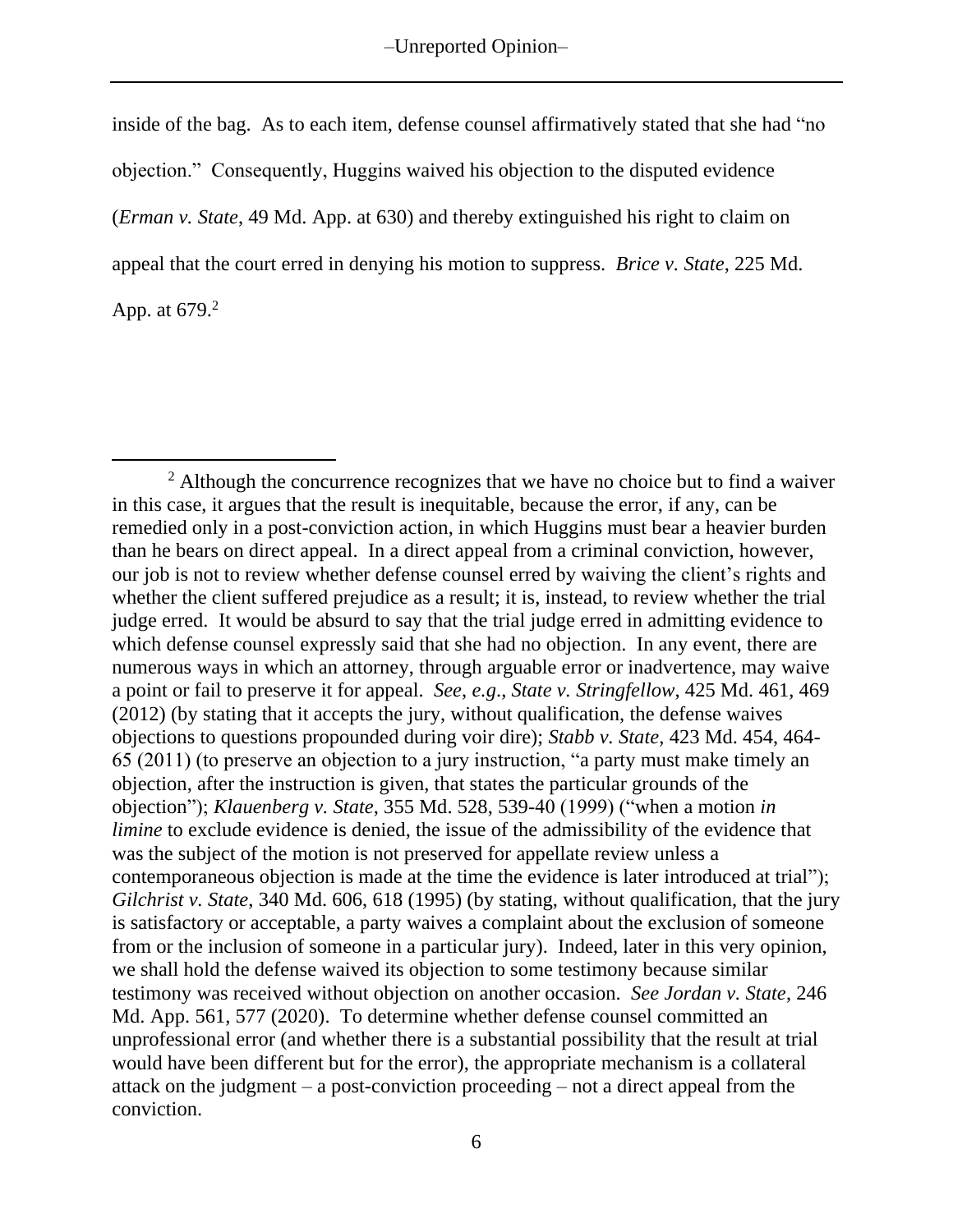inside of the bag. As to each item, defense counsel affirmatively stated that she had "no objection." Consequently, Huggins waived his objection to the disputed evidence (*Erman v. State*, 49 Md. App. at 630) and thereby extinguished his right to claim on appeal that the court erred in denying his motion to suppress. *Brice v. State*, 225 Md. App. at 679.[2]

---

[2] Although the concurrence recognizes that we have no choice but to find a waiver in this case, it argues that the result is inequitable, because the error, if any, can be remedied only in a post-conviction action, in which Huggins must bear a heavier burden than he bears on direct appeal. In a direct appeal from a criminal conviction, however, our job is not to review whether defense counsel erred by waiving the client's rights and whether the client suffered prejudice as a result; it is, instead, to review whether the trial judge erred. It would be absurd to say that the trial judge erred in admitting evidence to which defense counsel expressly said that she had no objection. In any event, there are numerous ways in which an attorney, through arguable error or inadvertence, may waive a point or fail to preserve it for appeal. *See*, *e.g*., *State v. Stringfellow*, 425 Md. 461, 469 (2012) (by stating that it accepts the jury, without qualification, the defense waives objections to questions propounded during voir dire); *Stabb v. State*, 423 Md. 454, 464-65 (2011) (to preserve an objection to a jury instruction, "a party must make timely an objection, after the instruction is given, that states the particular grounds of the objection"); *Klauenberg v. State*, 355 Md. 528, 539-40 (1999) ("when a motion *in limine* to exclude evidence is denied, the issue of the admissibility of the evidence that was the subject of the motion is not preserved for appellate review unless a contemporaneous objection is made at the time the evidence is later introduced at trial"); *Gilchrist v. State*, 340 Md. 606, 618 (1995) (by stating, without qualification, that the jury is satisfactory or acceptable, a party waives a complaint about the exclusion of someone from or the inclusion of someone in a particular jury). Indeed, later in this very opinion, we shall hold the defense waived its objection to some testimony because similar testimony was received without objection on another occasion. *See Jordan v. State*, 246 Md. App. 561, 577 (2020). To determine whether defense counsel committed an unprofessional error (and whether there is a substantial possibility that the result at trial would have been different but for the error), the appropriate mechanism is a collateral attack on the judgment – a post-conviction proceeding – not a direct appeal from the conviction.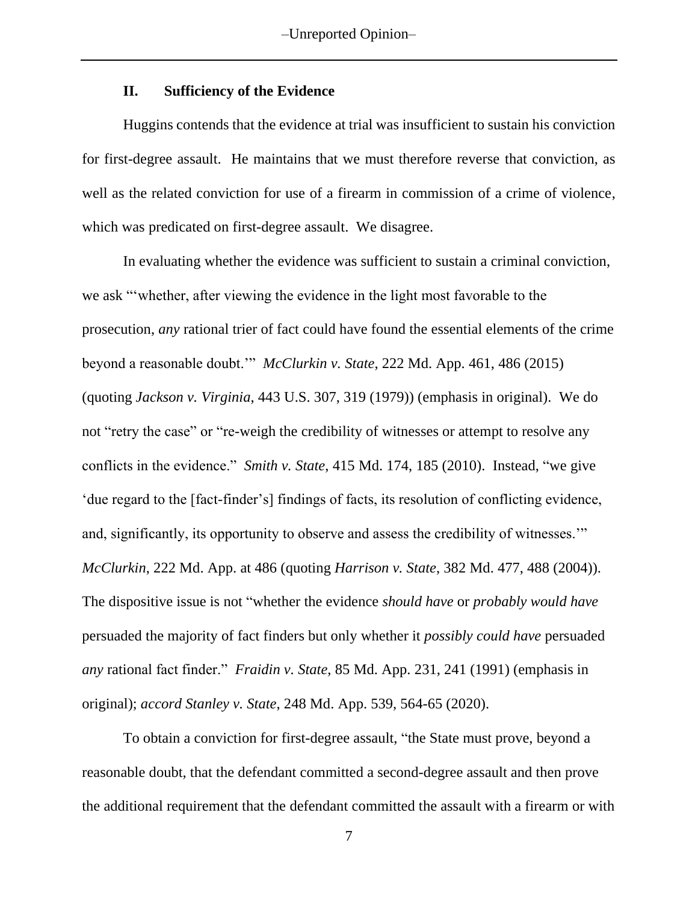## II. Sufficiency of the Evidence

Huggins contends that the evidence at trial was insufficient to sustain his conviction for first-degree assault. He maintains that we must therefore reverse that conviction, as well as the related conviction for use of a firearm in commission of a crime of violence, which was predicated on first-degree assault. We disagree.

In evaluating whether the evidence was sufficient to sustain a criminal conviction, we ask "'whether, after viewing the evidence in the light most favorable to the prosecution, *any* rational trier of fact could have found the essential elements of the crime beyond a reasonable doubt.'" *McClurkin v. State*, 222 Md. App. 461, 486 (2015) (quoting *Jackson v. Virginia*, 443 U.S. 307, 319 (1979)) (emphasis in original). We do not "retry the case" or "re-weigh the credibility of witnesses or attempt to resolve any conflicts in the evidence." *Smith v. State*, 415 Md. 174, 185 (2010). Instead, "we give 'due regard to the [fact-finder's] findings of facts, its resolution of conflicting evidence, and, significantly, its opportunity to observe and assess the credibility of witnesses.'" *McClurkin*, 222 Md. App. at 486 (quoting *Harrison v. State*, 382 Md. 477, 488 (2004)). The dispositive issue is not "whether the evidence *should have* or *probably would have* persuaded the majority of fact finders but only whether it *possibly could have* persuaded *any* rational fact finder." *Fraidin v. State*, 85 Md. App. 231, 241 (1991) (emphasis in original); *accord Stanley v. State*, 248 Md. App. 539, 564-65 (2020).

To obtain a conviction for first-degree assault, "the State must prove, beyond a reasonable doubt, that the defendant committed a second-degree assault and then prove the additional requirement that the defendant committed the assault with a firearm or with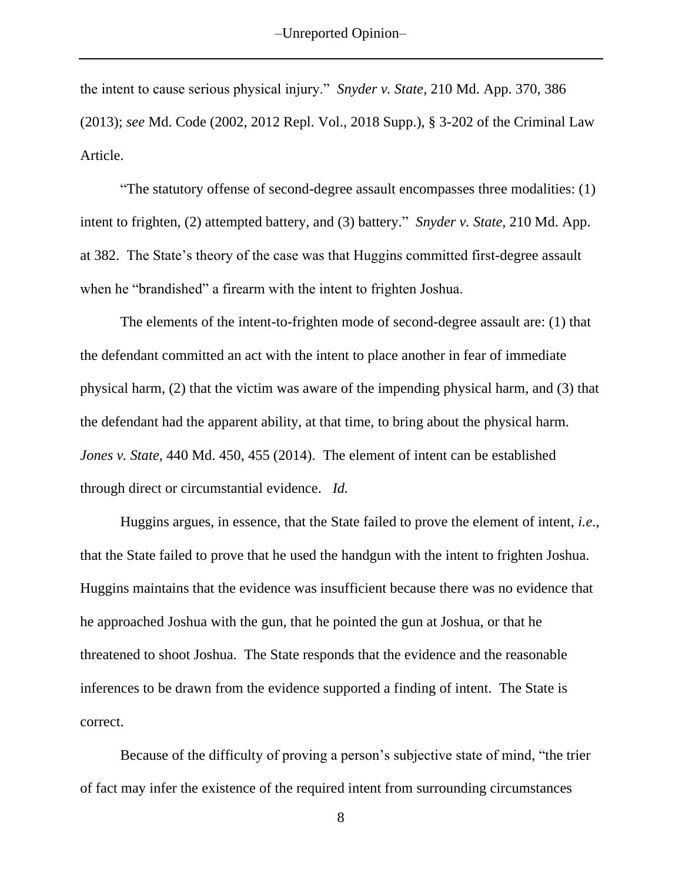the intent to cause serious physical injury." *Snyder v. State*, 210 Md. App. 370, 386 (2013); *see* Md. Code (2002, 2012 Repl. Vol., 2018 Supp.), § 3-202 of the Criminal Law Article.

"The statutory offense of second-degree assault encompasses three modalities: (1) intent to frighten, (2) attempted battery, and (3) battery." *Snyder v. State*, 210 Md. App. at 382. The State's theory of the case was that Huggins committed first-degree assault when he "brandished" a firearm with the intent to frighten Joshua.

The elements of the intent-to-frighten mode of second-degree assault are: (1) that the defendant committed an act with the intent to place another in fear of immediate physical harm, (2) that the victim was aware of the impending physical harm, and (3) that the defendant had the apparent ability, at that time, to bring about the physical harm. *Jones v. State*, 440 Md. 450, 455 (2014). The element of intent can be established through direct or circumstantial evidence. *Id.*

Huggins argues, in essence, that the State failed to prove the element of intent, *i.e.*, that the State failed to prove that he used the handgun with the intent to frighten Joshua. Huggins maintains that the evidence was insufficient because there was no evidence that he approached Joshua with the gun, that he pointed the gun at Joshua, or that he threatened to shoot Joshua. The State responds that the evidence and the reasonable inferences to be drawn from the evidence supported a finding of intent. The State is correct.

Because of the difficulty of proving a person's subjective state of mind, "the trier of fact may infer the existence of the required intent from surrounding circumstances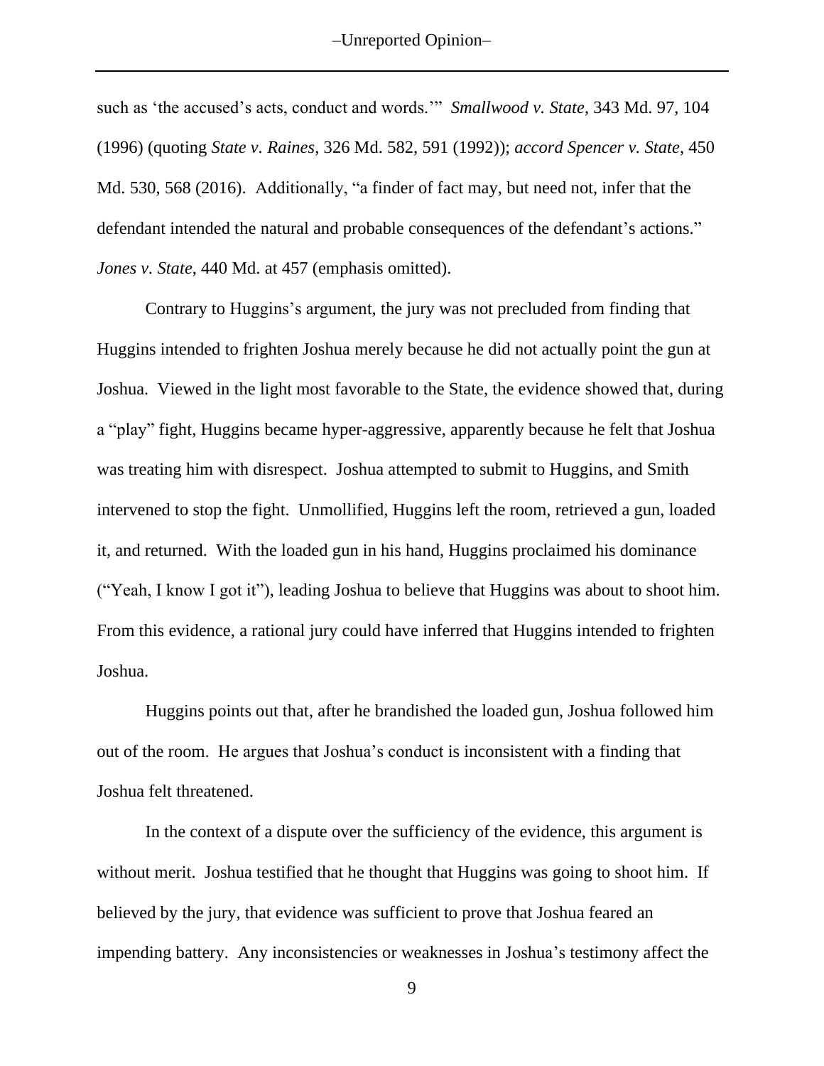such as 'the accused's acts, conduct and words.'" *Smallwood v. State*, 343 Md. 97, 104 (1996) (quoting *State v. Raines*, 326 Md. 582, 591 (1992)); *accord Spencer v. State*, 450 Md. 530, 568 (2016). Additionally, "a finder of fact may, but need not, infer that the defendant intended the natural and probable consequences of the defendant's actions." *Jones v. State*, 440 Md. at 457 (emphasis omitted).

Contrary to Huggins's argument, the jury was not precluded from finding that Huggins intended to frighten Joshua merely because he did not actually point the gun at Joshua. Viewed in the light most favorable to the State, the evidence showed that, during a "play" fight, Huggins became hyper-aggressive, apparently because he felt that Joshua was treating him with disrespect. Joshua attempted to submit to Huggins, and Smith intervened to stop the fight. Unmollified, Huggins left the room, retrieved a gun, loaded it, and returned. With the loaded gun in his hand, Huggins proclaimed his dominance ("Yeah, I know I got it"), leading Joshua to believe that Huggins was about to shoot him. From this evidence, a rational jury could have inferred that Huggins intended to frighten Joshua.

Huggins points out that, after he brandished the loaded gun, Joshua followed him out of the room. He argues that Joshua's conduct is inconsistent with a finding that Joshua felt threatened.

In the context of a dispute over the sufficiency of the evidence, this argument is without merit. Joshua testified that he thought that Huggins was going to shoot him. If believed by the jury, that evidence was sufficient to prove that Joshua feared an impending battery. Any inconsistencies or weaknesses in Joshua's testimony affect the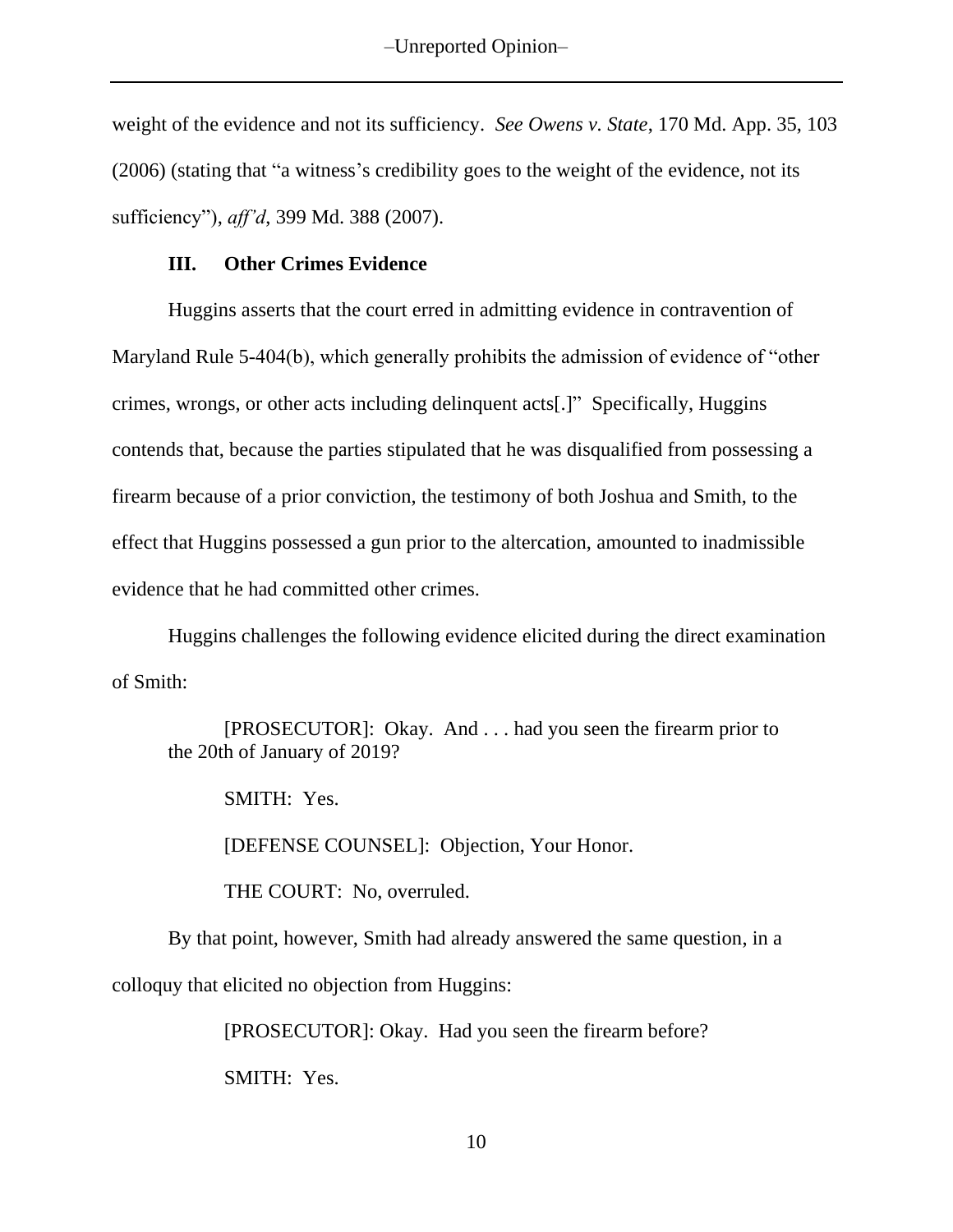weight of the evidence and not its sufficiency. *See Owens v. State*, 170 Md. App. 35, 103 (2006) (stating that "a witness's credibility goes to the weight of the evidence, not its sufficiency"), *aff'd*, 399 Md. 388 (2007).

### III. Other Crimes Evidence

Huggins asserts that the court erred in admitting evidence in contravention of Maryland Rule 5-404(b), which generally prohibits the admission of evidence of "other crimes, wrongs, or other acts including delinquent acts[.]" Specifically, Huggins contends that, because the parties stipulated that he was disqualified from possessing a firearm because of a prior conviction, the testimony of both Joshua and Smith, to the effect that Huggins possessed a gun prior to the altercation, amounted to inadmissible evidence that he had committed other crimes.

Huggins challenges the following evidence elicited during the direct examination of Smith:

> [PROSECUTOR]: Okay. And . . . had you seen the firearm prior to the 20th of January of 2019?
>
> SMITH: Yes.
>
> [DEFENSE COUNSEL]: Objection, Your Honor.
>
> THE COURT: No, overruled.

By that point, however, Smith had already answered the same question, in a colloquy that elicited no objection from Huggins:

> [PROSECUTOR]: Okay. Had you seen the firearm before?
>
> SMITH: Yes.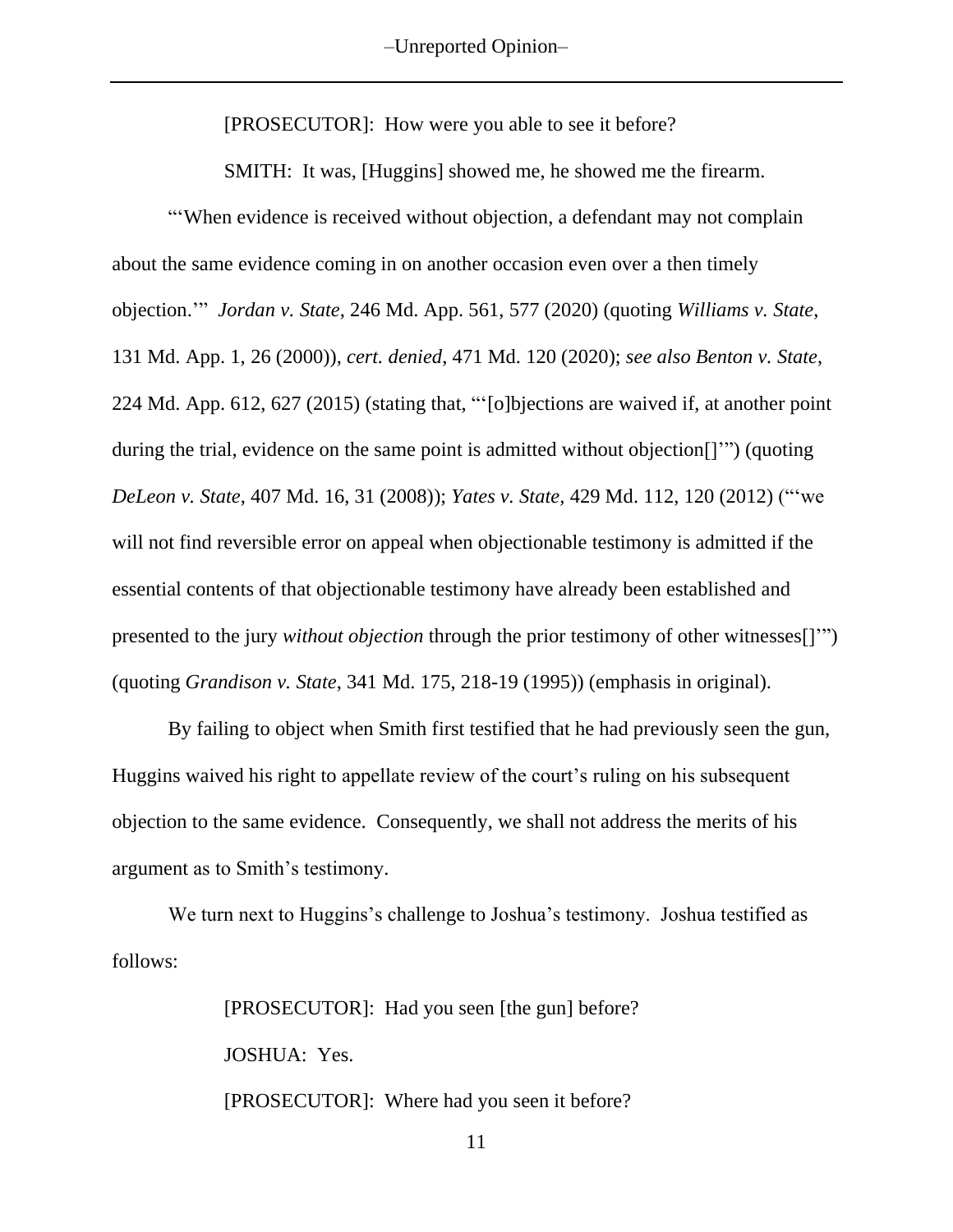[PROSECUTOR]: How were you able to see it before?

SMITH: It was, [Huggins] showed me, he showed me the firearm.

"'When evidence is received without objection, a defendant may not complain about the same evidence coming in on another occasion even over a then timely objection.'" *Jordan v. State*, 246 Md. App. 561, 577 (2020) (quoting *Williams v. State*, 131 Md. App. 1, 26 (2000)), *cert. denied*, 471 Md. 120 (2020); *see also Benton v. State*, 224 Md. App. 612, 627 (2015) (stating that, "'[o]bjections are waived if, at another point during the trial, evidence on the same point is admitted without objection[]'") (quoting *DeLeon v. State*, 407 Md. 16, 31 (2008)); *Yates v. State*, 429 Md. 112, 120 (2012) ("'we will not find reversible error on appeal when objectionable testimony is admitted if the essential contents of that objectionable testimony have already been established and presented to the jury *without objection* through the prior testimony of other witnesses[]'") (quoting *Grandison v. State*, 341 Md. 175, 218-19 (1995)) (emphasis in original).

By failing to object when Smith first testified that he had previously seen the gun, Huggins waived his right to appellate review of the court's ruling on his subsequent objection to the same evidence. Consequently, we shall not address the merits of his argument as to Smith's testimony.

We turn next to Huggins's challenge to Joshua's testimony. Joshua testified as follows:

[PROSECUTOR]: Had you seen [the gun] before?

JOSHUA: Yes.

[PROSECUTOR]: Where had you seen it before?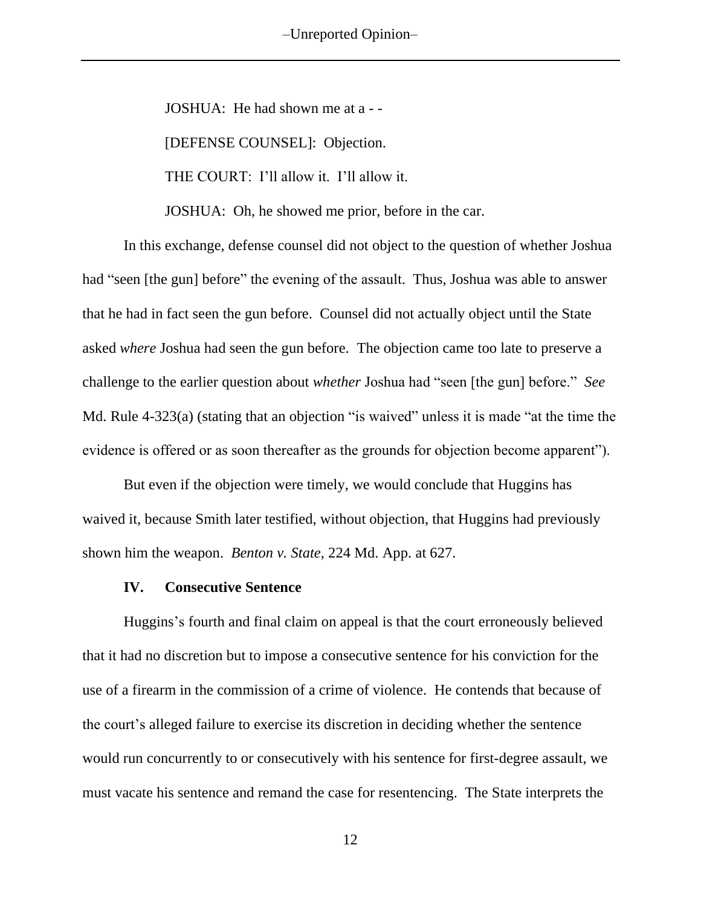JOSHUA: He had shown me at a - -

[DEFENSE COUNSEL]: Objection.

THE COURT: I'll allow it. I'll allow it.

JOSHUA: Oh, he showed me prior, before in the car.

In this exchange, defense counsel did not object to the question of whether Joshua had "seen [the gun] before" the evening of the assault. Thus, Joshua was able to answer that he had in fact seen the gun before. Counsel did not actually object until the State asked *where* Joshua had seen the gun before. The objection came too late to preserve a challenge to the earlier question about *whether* Joshua had "seen [the gun] before." *See* Md. Rule 4-323(a) (stating that an objection "is waived" unless it is made "at the time the evidence is offered or as soon thereafter as the grounds for objection become apparent").

But even if the objection were timely, we would conclude that Huggins has waived it, because Smith later testified, without objection, that Huggins had previously shown him the weapon. *Benton v. State*, 224 Md. App. at 627.

### IV. Consecutive Sentence

Huggins's fourth and final claim on appeal is that the court erroneously believed that it had no discretion but to impose a consecutive sentence for his conviction for the use of a firearm in the commission of a crime of violence. He contends that because of the court's alleged failure to exercise its discretion in deciding whether the sentence would run concurrently to or consecutively with his sentence for first-degree assault, we must vacate his sentence and remand the case for resentencing. The State interprets the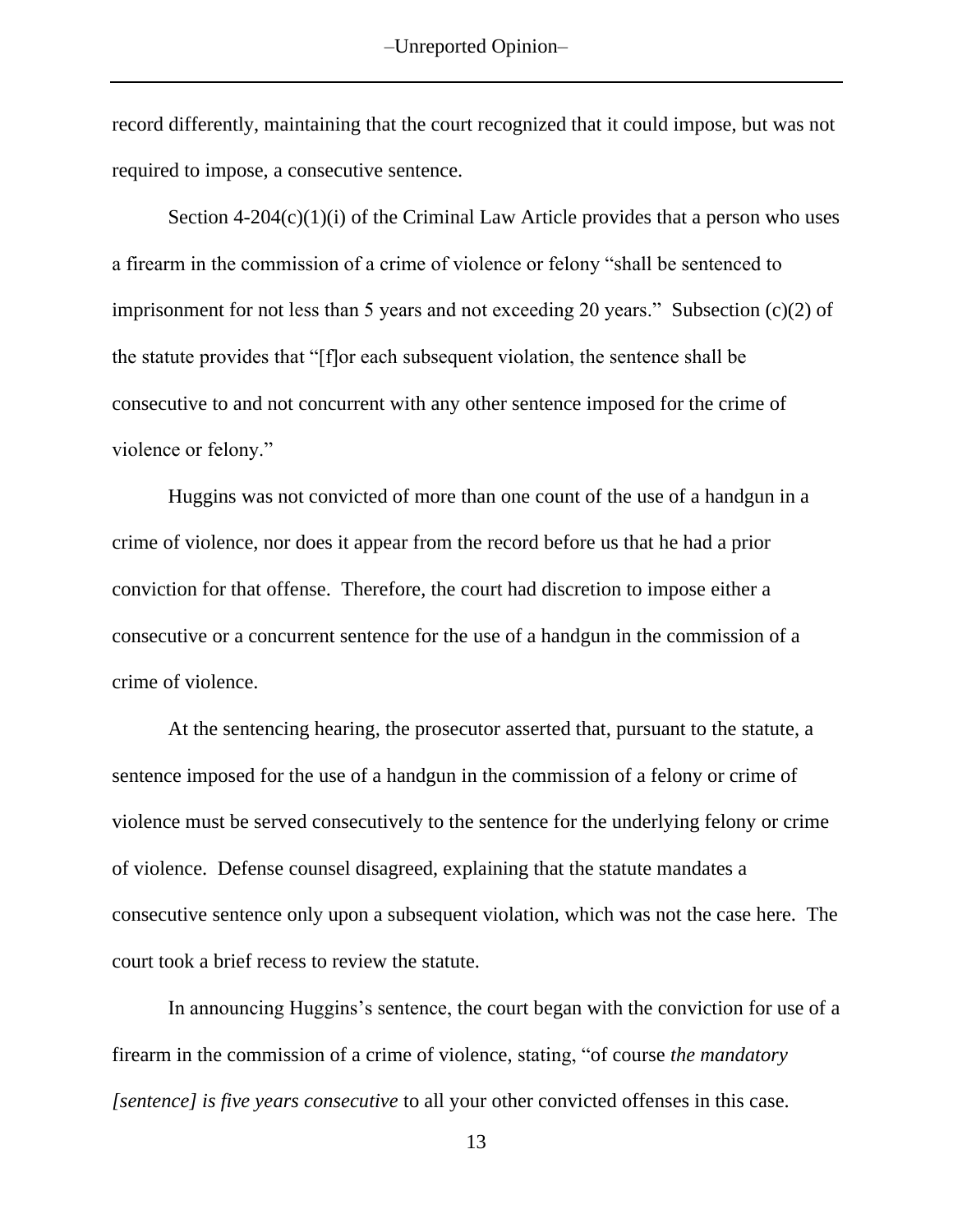record differently, maintaining that the court recognized that it could impose, but was not required to impose, a consecutive sentence.

Section 4-204(c)(1)(i) of the Criminal Law Article provides that a person who uses a firearm in the commission of a crime of violence or felony "shall be sentenced to imprisonment for not less than 5 years and not exceeding 20 years." Subsection (c)(2) of the statute provides that "[f]or each subsequent violation, the sentence shall be consecutive to and not concurrent with any other sentence imposed for the crime of violence or felony."

Huggins was not convicted of more than one count of the use of a handgun in a crime of violence, nor does it appear from the record before us that he had a prior conviction for that offense. Therefore, the court had discretion to impose either a consecutive or a concurrent sentence for the use of a handgun in the commission of a crime of violence.

At the sentencing hearing, the prosecutor asserted that, pursuant to the statute, a sentence imposed for the use of a handgun in the commission of a felony or crime of violence must be served consecutively to the sentence for the underlying felony or crime of violence. Defense counsel disagreed, explaining that the statute mandates a consecutive sentence only upon a subsequent violation, which was not the case here. The court took a brief recess to review the statute.

In announcing Huggins's sentence, the court began with the conviction for use of a firearm in the commission of a crime of violence, stating, "of course *the mandatory [sentence] is five years consecutive* to all your other convicted offenses in this case.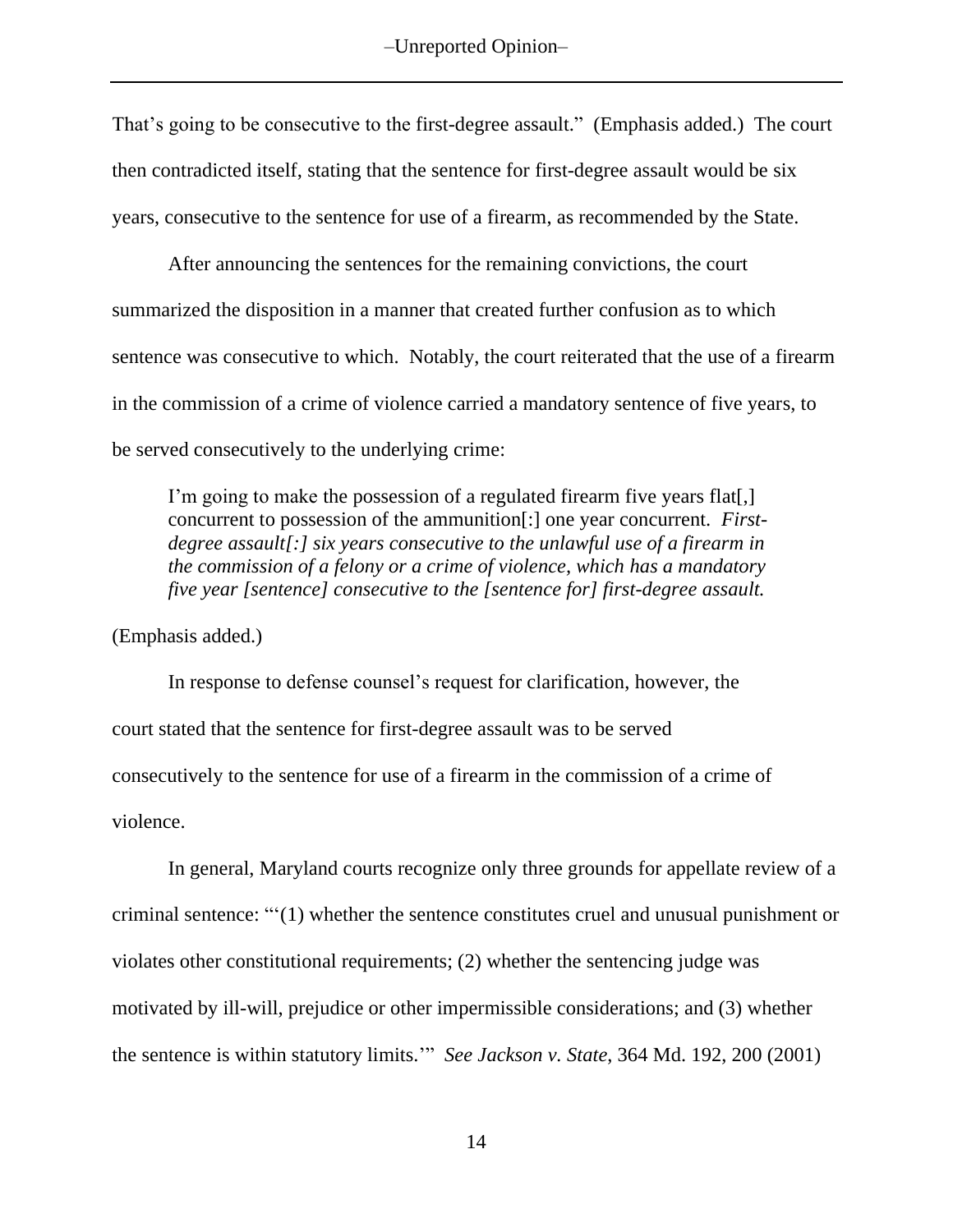That's going to be consecutive to the first-degree assault." (Emphasis added.) The court then contradicted itself, stating that the sentence for first-degree assault would be six years, consecutive to the sentence for use of a firearm, as recommended by the State.

After announcing the sentences for the remaining convictions, the court summarized the disposition in a manner that created further confusion as to which sentence was consecutive to which. Notably, the court reiterated that the use of a firearm in the commission of a crime of violence carried a mandatory sentence of five years, to be served consecutively to the underlying crime:

> I'm going to make the possession of a regulated firearm five years flat[,] concurrent to possession of the ammunition[:] one year concurrent. *First-degree assault[:] six years consecutive to the unlawful use of a firearm in the commission of a felony or a crime of violence, which has a mandatory five year [sentence] consecutive to the [sentence for] first-degree assault.*

(Emphasis added.)

In response to defense counsel's request for clarification, however, the court stated that the sentence for first-degree assault was to be served consecutively to the sentence for use of a firearm in the commission of a crime of violence.

In general, Maryland courts recognize only three grounds for appellate review of a criminal sentence: "'(1) whether the sentence constitutes cruel and unusual punishment or violates other constitutional requirements; (2) whether the sentencing judge was motivated by ill-will, prejudice or other impermissible considerations; and (3) whether the sentence is within statutory limits.'" *See Jackson v. State*, 364 Md. 192, 200 (2001)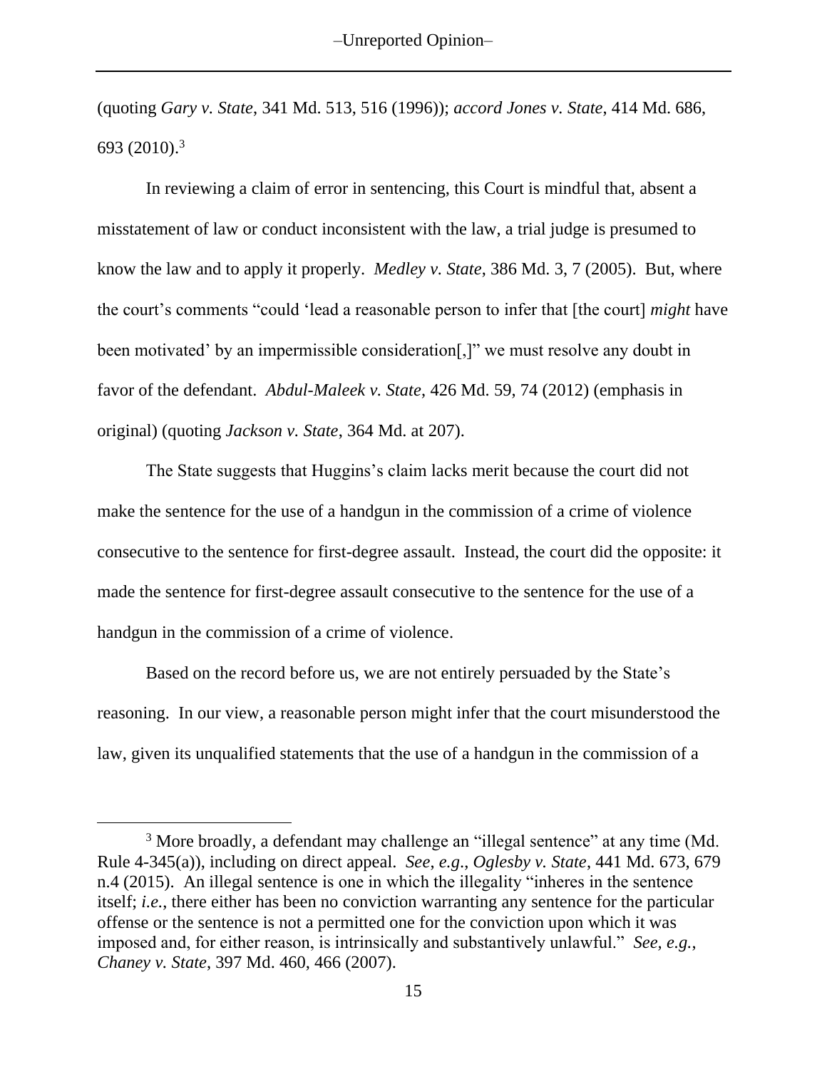(quoting *Gary v. State*, 341 Md. 513, 516 (1996)); *accord Jones v. State*, 414 Md. 686, 693 (2010).[3]

In reviewing a claim of error in sentencing, this Court is mindful that, absent a misstatement of law or conduct inconsistent with the law, a trial judge is presumed to know the law and to apply it properly. *Medley v. State*, 386 Md. 3, 7 (2005). But, where the court's comments "could 'lead a reasonable person to infer that [the court] *might* have been motivated' by an impermissible consideration[,]" we must resolve any doubt in favor of the defendant. *Abdul-Maleek v. State*, 426 Md. 59, 74 (2012) (emphasis in original) (quoting *Jackson v. State*, 364 Md. at 207).

The State suggests that Huggins's claim lacks merit because the court did not make the sentence for the use of a handgun in the commission of a crime of violence consecutive to the sentence for first-degree assault. Instead, the court did the opposite: it made the sentence for first-degree assault consecutive to the sentence for the use of a handgun in the commission of a crime of violence.

Based on the record before us, we are not entirely persuaded by the State's reasoning. In our view, a reasonable person might infer that the court misunderstood the law, given its unqualified statements that the use of a handgun in the commission of a

---

[3] More broadly, a defendant may challenge an "illegal sentence" at any time (Md. Rule 4-345(a)), including on direct appeal. *See, e.g.*, *Oglesby v. State*, 441 Md. 673, 679 n.4 (2015). An illegal sentence is one in which the illegality "inheres in the sentence itself; *i.e.*, there either has been no conviction warranting any sentence for the particular offense or the sentence is not a permitted one for the conviction upon which it was imposed and, for either reason, is intrinsically and substantively unlawful." *See, e.g.*, *Chaney v. State*, 397 Md. 460, 466 (2007).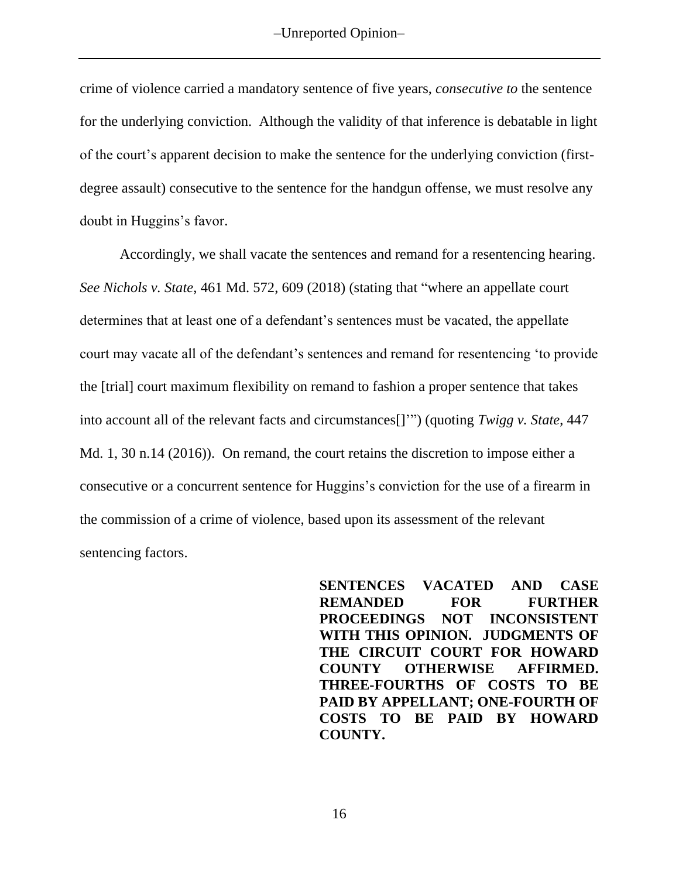crime of violence carried a mandatory sentence of five years, *consecutive to* the sentence for the underlying conviction. Although the validity of that inference is debatable in light of the court's apparent decision to make the sentence for the underlying conviction (first-degree assault) consecutive to the sentence for the handgun offense, we must resolve any doubt in Huggins's favor.

Accordingly, we shall vacate the sentences and remand for a resentencing hearing. *See Nichols v. State*, 461 Md. 572, 609 (2018) (stating that "where an appellate court determines that at least one of a defendant's sentences must be vacated, the appellate court may vacate all of the defendant's sentences and remand for resentencing 'to provide the [trial] court maximum flexibility on remand to fashion a proper sentence that takes into account all of the relevant facts and circumstances[]'") (quoting *Twigg v. State*, 447 Md. 1, 30 n.14 (2016)). On remand, the court retains the discretion to impose either a consecutive or a concurrent sentence for Huggins's conviction for the use of a firearm in the commission of a crime of violence, based upon its assessment of the relevant sentencing factors.

**SENTENCES VACATED AND CASE REMANDED FOR FURTHER PROCEEDINGS NOT INCONSISTENT WITH THIS OPINION. JUDGMENTS OF THE CIRCUIT COURT FOR HOWARD COUNTY OTHERWISE AFFIRMED. THREE-FOURTHS OF COSTS TO BE PAID BY APPELLANT; ONE-FOURTH OF COSTS TO BE PAID BY HOWARD COUNTY.**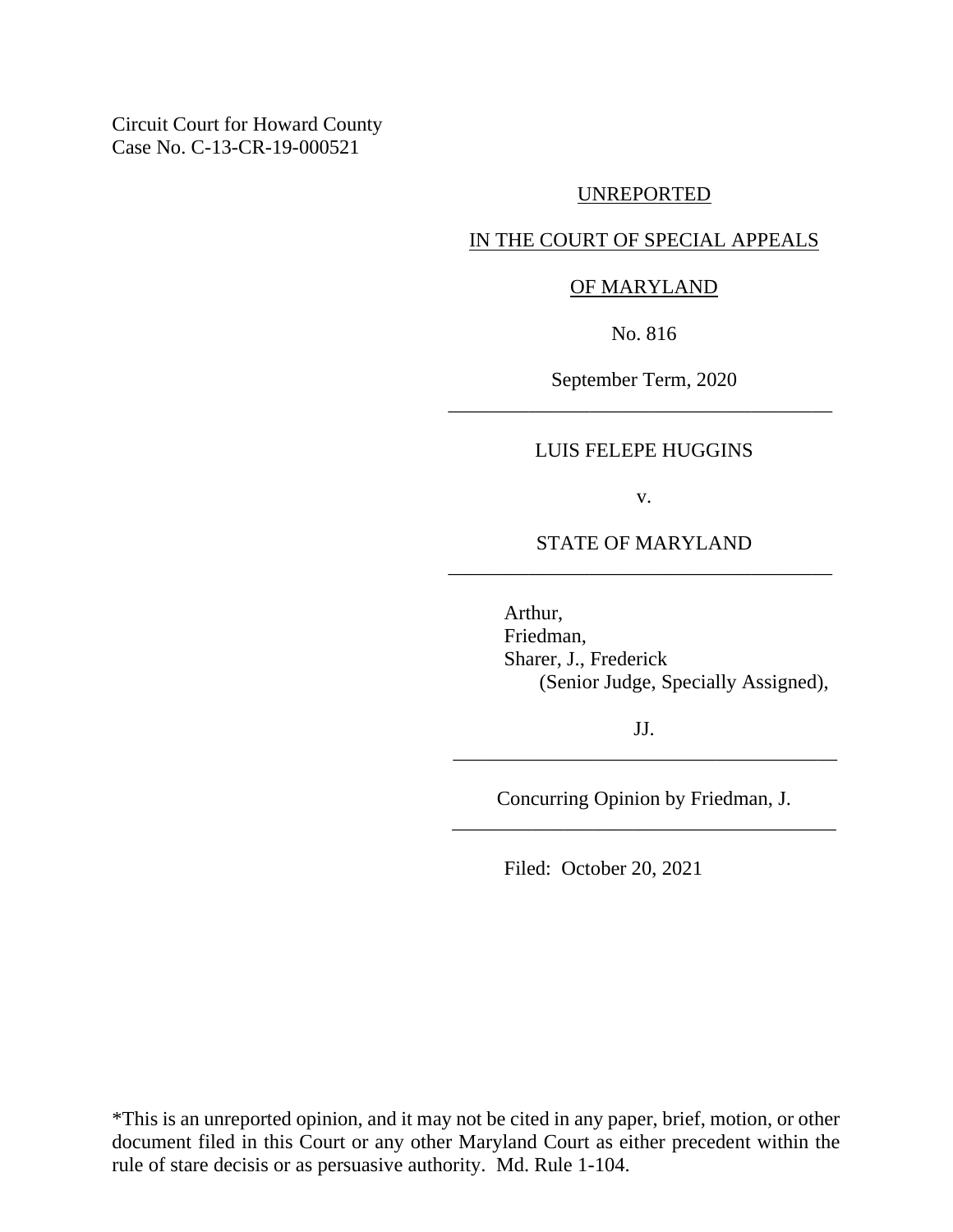Circuit Court for Howard County
Case No. C-13-CR-19-000521

UNREPORTED

IN THE COURT OF SPECIAL APPEALS

OF MARYLAND

No. 816

September Term, 2020

---

LUIS FELEPE HUGGINS

v.

STATE OF MARYLAND

---

Arthur,
Friedman,
Sharer, J., Frederick
(Senior Judge, Specially Assigned),

JJ.

---

Concurring Opinion by Friedman, J.

---

Filed: October 20, 2021

*This is an unreported opinion, and it may not be cited in any paper, brief, motion, or other document filed in this Court or any other Maryland Court as either precedent within the rule of stare decisis or as persuasive authority. Md. Rule 1-104.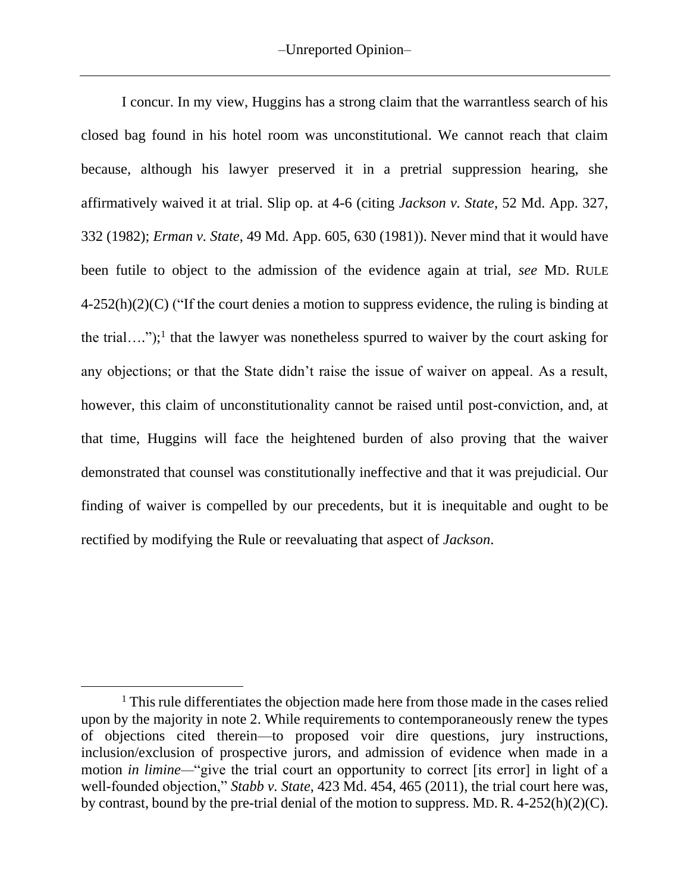I concur. In my view, Huggins has a strong claim that the warrantless search of his closed bag found in his hotel room was unconstitutional. We cannot reach that claim because, although his lawyer preserved it in a pretrial suppression hearing, she affirmatively waived it at trial. Slip op. at 4-6 (citing *Jackson v. State*, 52 Md. App. 327, 332 (1982); *Erman v. State*, 49 Md. App. 605, 630 (1981)). Never mind that it would have been futile to object to the admission of the evidence again at trial, *see* MD. RULE 4-252(h)(2)(C) ("If the court denies a motion to suppress evidence, the ruling is binding at the trial….");[1] that the lawyer was nonetheless spurred to waiver by the court asking for any objections; or that the State didn't raise the issue of waiver on appeal. As a result, however, this claim of unconstitutionality cannot be raised until post-conviction, and, at that time, Huggins will face the heightened burden of also proving that the waiver demonstrated that counsel was constitutionally ineffective and that it was prejudicial. Our finding of waiver is compelled by our precedents, but it is inequitable and ought to be rectified by modifying the Rule or reevaluating that aspect of *Jackson*.

---

[1] This rule differentiates the objection made here from those made in the cases relied upon by the majority in note 2. While requirements to contemporaneously renew the types of objections cited therein—to proposed voir dire questions, jury instructions, inclusion/exclusion of prospective jurors, and admission of evidence when made in a motion *in limine*—"give the trial court an opportunity to correct [its error] in light of a well-founded objection," *Stabb v. State*, 423 Md. 454, 465 (2011), the trial court here was, by contrast, bound by the pre-trial denial of the motion to suppress. MD. R. 4-252(h)(2)(C).